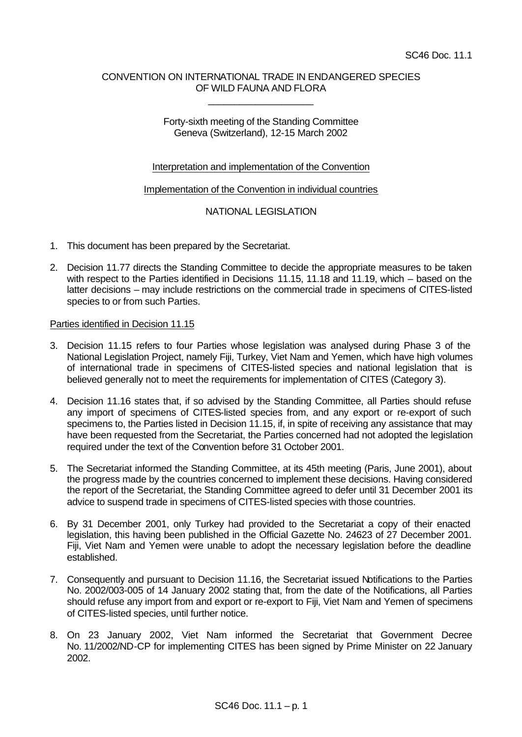SC46 Doc. 11.1

CONVENTION ON INTERNATIONAL TRADE IN ENDANGERED SPECIES OF WILD FAUNA AND FLORA

\_\_\_\_\_\_\_\_\_\_\_\_\_\_\_\_\_\_\_\_

Forty-sixth meeting of the Standing Committee
Geneva (Switzerland), 12-15 March 2002

Interpretation and implementation of the Convention

Implementation of the Convention in individual countries

NATIONAL LEGISLATION

1. This document has been prepared by the Secretariat.

2. Decision 11.77 directs the Standing Committee to decide the appropriate measures to be taken with respect to the Parties identified in Decisions 11.15, 11.18 and 11.19, which – based on the latter decisions – may include restrictions on the commercial trade in specimens of CITES-listed species to or from such Parties.

Parties identified in Decision 11.15

3. Decision 11.15 refers to four Parties whose legislation was analysed during Phase 3 of the National Legislation Project, namely Fiji, Turkey, Viet Nam and Yemen, which have high volumes of international trade in specimens of CITES-listed species and national legislation that is believed generally not to meet the requirements for implementation of CITES (Category 3).

4. Decision 11.16 states that, if so advised by the Standing Committee, all Parties should refuse any import of specimens of CITES-listed species from, and any export or re-export of such specimens to, the Parties listed in Decision 11.15, if, in spite of receiving any assistance that may have been requested from the Secretariat, the Parties concerned had not adopted the legislation required under the text of the Convention before 31 October 2001.

5. The Secretariat informed the Standing Committee, at its 45th meeting (Paris, June 2001), about the progress made by the countries concerned to implement these decisions. Having considered the report of the Secretariat, the Standing Committee agreed to defer until 31 December 2001 its advice to suspend trade in specimens of CITES-listed species with those countries.

6. By 31 December 2001, only Turkey had provided to the Secretariat a copy of their enacted legislation, this having been published in the Official Gazette No. 24623 of 27 December 2001. Fiji, Viet Nam and Yemen were unable to adopt the necessary legislation before the deadline established.

7. Consequently and pursuant to Decision 11.16, the Secretariat issued Notifications to the Parties No. 2002/003-005 of 14 January 2002 stating that, from the date of the Notifications, all Parties should refuse any import from and export or re-export to Fiji, Viet Nam and Yemen of specimens of CITES-listed species, until further notice.

8. On 23 January 2002, Viet Nam informed the Secretariat that Government Decree No. 11/2002/ND-CP for implementing CITES has been signed by Prime Minister on 22 January 2002.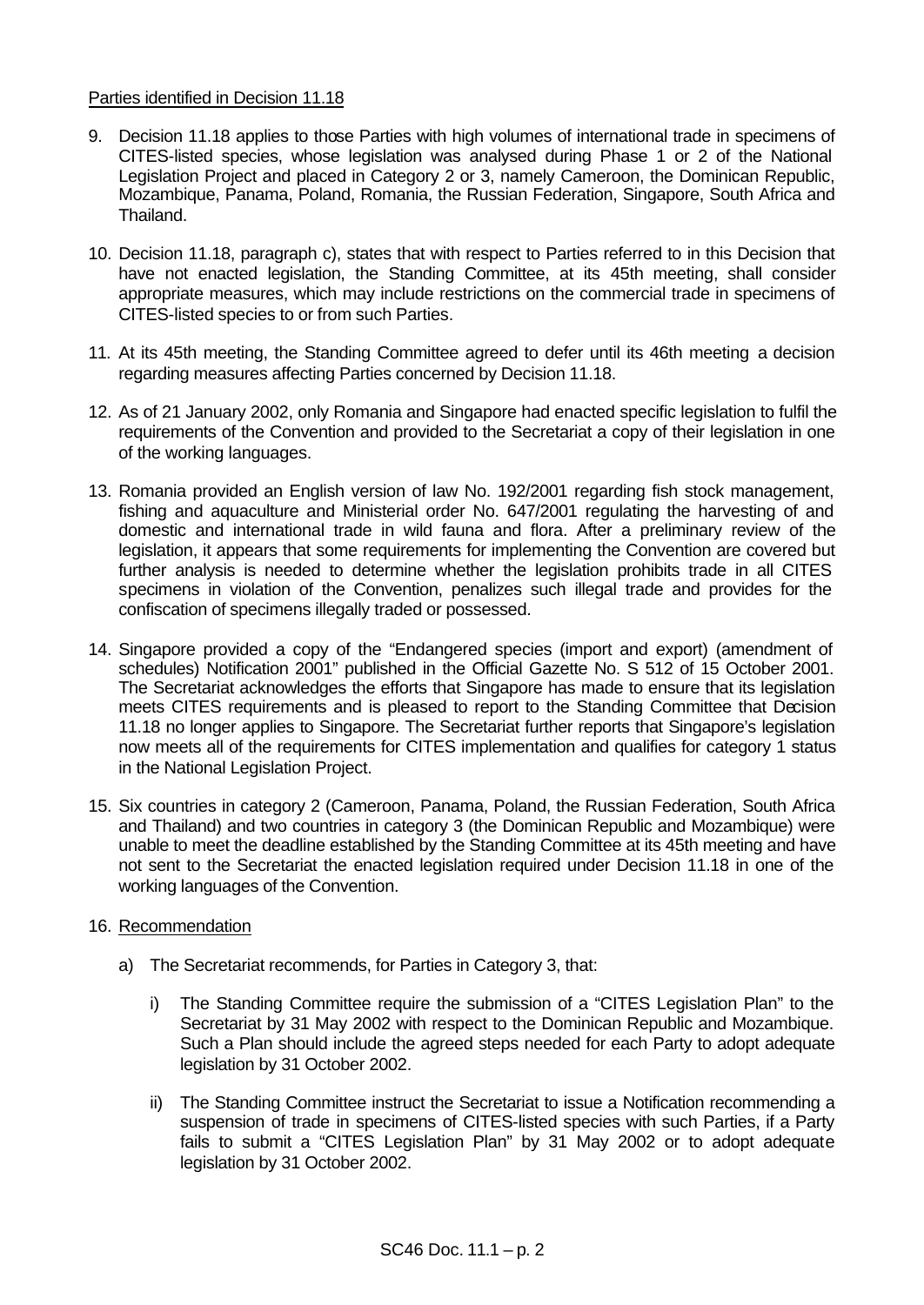Parties identified in Decision 11.18

9. Decision 11.18 applies to those Parties with high volumes of international trade in specimens of CITES-listed species, whose legislation was analysed during Phase 1 or 2 of the National Legislation Project and placed in Category 2 or 3, namely Cameroon, the Dominican Republic, Mozambique, Panama, Poland, Romania, the Russian Federation, Singapore, South Africa and Thailand.

10. Decision 11.18, paragraph c), states that with respect to Parties referred to in this Decision that have not enacted legislation, the Standing Committee, at its 45th meeting, shall consider appropriate measures, which may include restrictions on the commercial trade in specimens of CITES-listed species to or from such Parties.

11. At its 45th meeting, the Standing Committee agreed to defer until its 46th meeting a decision regarding measures affecting Parties concerned by Decision 11.18.

12. As of 21 January 2002, only Romania and Singapore had enacted specific legislation to fulfil the requirements of the Convention and provided to the Secretariat a copy of their legislation in one of the working languages.

13. Romania provided an English version of law No. 192/2001 regarding fish stock management, fishing and aquaculture and Ministerial order No. 647/2001 regulating the harvesting of and domestic and international trade in wild fauna and flora. After a preliminary review of the legislation, it appears that some requirements for implementing the Convention are covered but further analysis is needed to determine whether the legislation prohibits trade in all CITES specimens in violation of the Convention, penalizes such illegal trade and provides for the confiscation of specimens illegally traded or possessed.

14. Singapore provided a copy of the "Endangered species (import and export) (amendment of schedules) Notification 2001" published in the Official Gazette No. S 512 of 15 October 2001. The Secretariat acknowledges the efforts that Singapore has made to ensure that its legislation meets CITES requirements and is pleased to report to the Standing Committee that Decision 11.18 no longer applies to Singapore. The Secretariat further reports that Singapore's legislation now meets all of the requirements for CITES implementation and qualifies for category 1 status in the National Legislation Project.

15. Six countries in category 2 (Cameroon, Panama, Poland, the Russian Federation, South Africa and Thailand) and two countries in category 3 (the Dominican Republic and Mozambique) were unable to meet the deadline established by the Standing Committee at its 45th meeting and have not sent to the Secretariat the enacted legislation required under Decision 11.18 in one of the working languages of the Convention.

16. Recommendation

    a) The Secretariat recommends, for Parties in Category 3, that:

        i) The Standing Committee require the submission of a "CITES Legislation Plan" to the Secretariat by 31 May 2002 with respect to the Dominican Republic and Mozambique. Such a Plan should include the agreed steps needed for each Party to adopt adequate legislation by 31 October 2002.

        ii) The Standing Committee instruct the Secretariat to issue a Notification recommending a suspension of trade in specimens of CITES-listed species with such Parties, if a Party fails to submit a "CITES Legislation Plan" by 31 May 2002 or to adopt adequate legislation by 31 October 2002.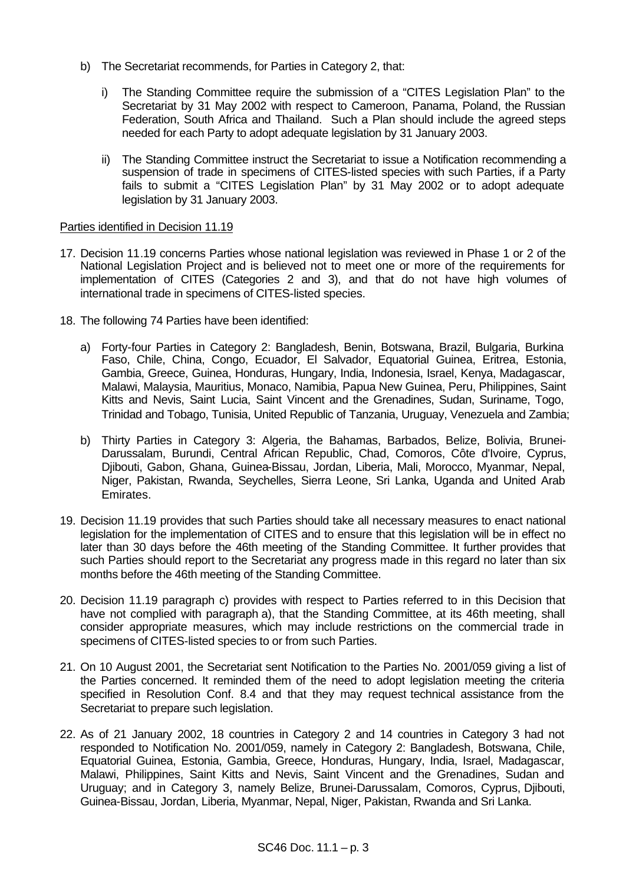b) The Secretariat recommends, for Parties in Category 2, that:

   i) The Standing Committee require the submission of a "CITES Legislation Plan" to the Secretariat by 31 May 2002 with respect to Cameroon, Panama, Poland, the Russian Federation, South Africa and Thailand. Such a Plan should include the agreed steps needed for each Party to adopt adequate legislation by 31 January 2003.

   ii) The Standing Committee instruct the Secretariat to issue a Notification recommending a suspension of trade in specimens of CITES-listed species with such Parties, if a Party fails to submit a "CITES Legislation Plan" by 31 May 2002 or to adopt adequate legislation by 31 January 2003.

Parties identified in Decision 11.19

17. Decision 11.19 concerns Parties whose national legislation was reviewed in Phase 1 or 2 of the National Legislation Project and is believed not to meet one or more of the requirements for implementation of CITES (Categories 2 and 3), and that do not have high volumes of international trade in specimens of CITES-listed species.

18. The following 74 Parties have been identified:

    a) Forty-four Parties in Category 2: Bangladesh, Benin, Botswana, Brazil, Bulgaria, Burkina Faso, Chile, China, Congo, Ecuador, El Salvador, Equatorial Guinea, Eritrea, Estonia, Gambia, Greece, Guinea, Honduras, Hungary, India, Indonesia, Israel, Kenya, Madagascar, Malawi, Malaysia, Mauritius, Monaco, Namibia, Papua New Guinea, Peru, Philippines, Saint Kitts and Nevis, Saint Lucia, Saint Vincent and the Grenadines, Sudan, Suriname, Togo, Trinidad and Tobago, Tunisia, United Republic of Tanzania, Uruguay, Venezuela and Zambia;

    b) Thirty Parties in Category 3: Algeria, the Bahamas, Barbados, Belize, Bolivia, Brunei-Darussalam, Burundi, Central African Republic, Chad, Comoros, Côte d'Ivoire, Cyprus, Djibouti, Gabon, Ghana, Guinea-Bissau, Jordan, Liberia, Mali, Morocco, Myanmar, Nepal, Niger, Pakistan, Rwanda, Seychelles, Sierra Leone, Sri Lanka, Uganda and United Arab Emirates.

19. Decision 11.19 provides that such Parties should take all necessary measures to enact national legislation for the implementation of CITES and to ensure that this legislation will be in effect no later than 30 days before the 46th meeting of the Standing Committee. It further provides that such Parties should report to the Secretariat any progress made in this regard no later than six months before the 46th meeting of the Standing Committee.

20. Decision 11.19 paragraph c) provides with respect to Parties referred to in this Decision that have not complied with paragraph a), that the Standing Committee, at its 46th meeting, shall consider appropriate measures, which may include restrictions on the commercial trade in specimens of CITES-listed species to or from such Parties.

21. On 10 August 2001, the Secretariat sent Notification to the Parties No. 2001/059 giving a list of the Parties concerned. It reminded them of the need to adopt legislation meeting the criteria specified in Resolution Conf. 8.4 and that they may request technical assistance from the Secretariat to prepare such legislation.

22. As of 21 January 2002, 18 countries in Category 2 and 14 countries in Category 3 had not responded to Notification No. 2001/059, namely in Category 2: Bangladesh, Botswana, Chile, Equatorial Guinea, Estonia, Gambia, Greece, Honduras, Hungary, India, Israel, Madagascar, Malawi, Philippines, Saint Kitts and Nevis, Saint Vincent and the Grenadines, Sudan and Uruguay; and in Category 3, namely Belize, Brunei-Darussalam, Comoros, Cyprus, Djibouti, Guinea-Bissau, Jordan, Liberia, Myanmar, Nepal, Niger, Pakistan, Rwanda and Sri Lanka.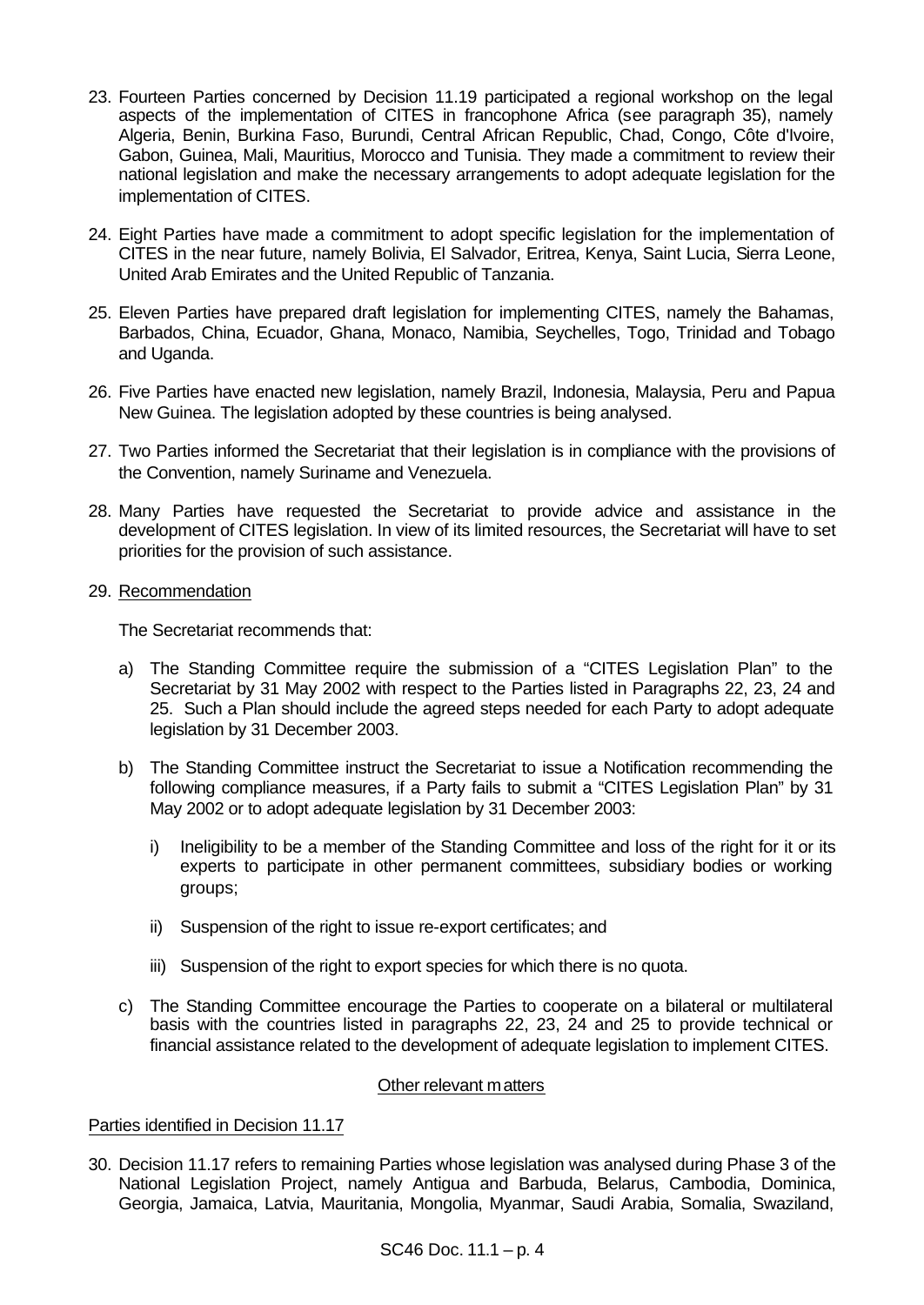23. Fourteen Parties concerned by Decision 11.19 participated a regional workshop on the legal aspects of the implementation of CITES in francophone Africa (see paragraph 35), namely Algeria, Benin, Burkina Faso, Burundi, Central African Republic, Chad, Congo, Côte d'Ivoire, Gabon, Guinea, Mali, Mauritius, Morocco and Tunisia. They made a commitment to review their national legislation and make the necessary arrangements to adopt adequate legislation for the implementation of CITES.

24. Eight Parties have made a commitment to adopt specific legislation for the implementation of CITES in the near future, namely Bolivia, El Salvador, Eritrea, Kenya, Saint Lucia, Sierra Leone, United Arab Emirates and the United Republic of Tanzania.

25. Eleven Parties have prepared draft legislation for implementing CITES, namely the Bahamas, Barbados, China, Ecuador, Ghana, Monaco, Namibia, Seychelles, Togo, Trinidad and Tobago and Uganda.

26. Five Parties have enacted new legislation, namely Brazil, Indonesia, Malaysia, Peru and Papua New Guinea. The legislation adopted by these countries is being analysed.

27. Two Parties informed the Secretariat that their legislation is in compliance with the provisions of the Convention, namely Suriname and Venezuela.

28. Many Parties have requested the Secretariat to provide advice and assistance in the development of CITES legislation. In view of its limited resources, the Secretariat will have to set priorities for the provision of such assistance.

29. Recommendation

    The Secretariat recommends that:

    a) The Standing Committee require the submission of a "CITES Legislation Plan" to the Secretariat by 31 May 2002 with respect to the Parties listed in Paragraphs 22, 23, 24 and 25. Such a Plan should include the agreed steps needed for each Party to adopt adequate legislation by 31 December 2003.

    b) The Standing Committee instruct the Secretariat to issue a Notification recommending the following compliance measures, if a Party fails to submit a "CITES Legislation Plan" by 31 May 2002 or to adopt adequate legislation by 31 December 2003:

       i) Ineligibility to be a member of the Standing Committee and loss of the right for it or its experts to participate in other permanent committees, subsidiary bodies or working groups;

       ii) Suspension of the right to issue re-export certificates; and

       iii) Suspension of the right to export species for which there is no quota.

    c) The Standing Committee encourage the Parties to cooperate on a bilateral or multilateral basis with the countries listed in paragraphs 22, 23, 24 and 25 to provide technical or financial assistance related to the development of adequate legislation to implement CITES.

## Other relevant matters

### Parties identified in Decision 11.17

30. Decision 11.17 refers to remaining Parties whose legislation was analysed during Phase 3 of the National Legislation Project, namely Antigua and Barbuda, Belarus, Cambodia, Dominica, Georgia, Jamaica, Latvia, Mauritania, Mongolia, Myanmar, Saudi Arabia, Somalia, Swaziland,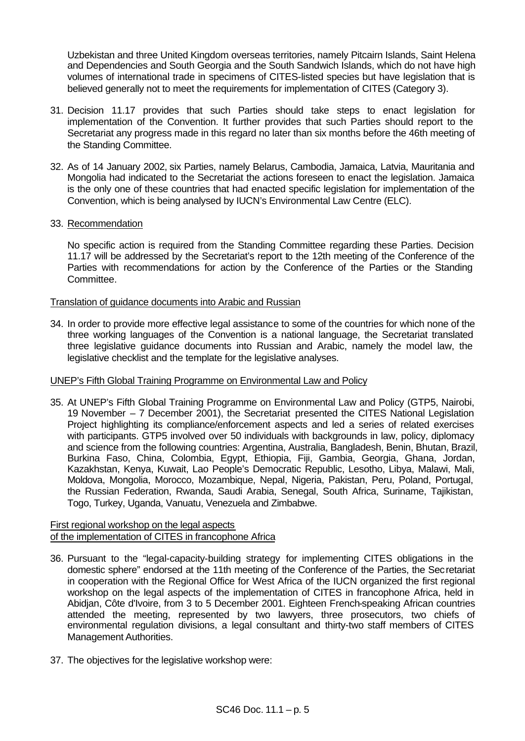Uzbekistan and three United Kingdom overseas territories, namely Pitcairn Islands, Saint Helena and Dependencies and South Georgia and the South Sandwich Islands, which do not have high volumes of international trade in specimens of CITES-listed species but have legislation that is believed generally not to meet the requirements for implementation of CITES (Category 3).

31. Decision 11.17 provides that such Parties should take steps to enact legislation for implementation of the Convention. It further provides that such Parties should report to the Secretariat any progress made in this regard no later than six months before the 46th meeting of the Standing Committee.

32. As of 14 January 2002, six Parties, namely Belarus, Cambodia, Jamaica, Latvia, Mauritania and Mongolia had indicated to the Secretariat the actions foreseen to enact the legislation. Jamaica is the only one of these countries that had enacted specific legislation for implementation of the Convention, which is being analysed by IUCN's Environmental Law Centre (ELC).

33. Recommendation

    No specific action is required from the Standing Committee regarding these Parties. Decision 11.17 will be addressed by the Secretariat's report to the 12th meeting of the Conference of the Parties with recommendations for action by the Conference of the Parties or the Standing Committee.

Translation of guidance documents into Arabic and Russian

34. In order to provide more effective legal assistance to some of the countries for which none of the three working languages of the Convention is a national language, the Secretariat translated three legislative guidance documents into Russian and Arabic, namely the model law, the legislative checklist and the template for the legislative analyses.

UNEP's Fifth Global Training Programme on Environmental Law and Policy

35. At UNEP's Fifth Global Training Programme on Environmental Law and Policy (GTP5, Nairobi, 19 November – 7 December 2001), the Secretariat presented the CITES National Legislation Project highlighting its compliance/enforcement aspects and led a series of related exercises with participants. GTP5 involved over 50 individuals with backgrounds in law, policy, diplomacy and science from the following countries: Argentina, Australia, Bangladesh, Benin, Bhutan, Brazil, Burkina Faso, China, Colombia, Egypt, Ethiopia, Fiji, Gambia, Georgia, Ghana, Jordan, Kazakhstan, Kenya, Kuwait, Lao People's Democratic Republic, Lesotho, Libya, Malawi, Mali, Moldova, Mongolia, Morocco, Mozambique, Nepal, Nigeria, Pakistan, Peru, Poland, Portugal, the Russian Federation, Rwanda, Saudi Arabia, Senegal, South Africa, Suriname, Tajikistan, Togo, Turkey, Uganda, Vanuatu, Venezuela and Zimbabwe.

First regional workshop on the legal aspects of the implementation of CITES in francophone Africa

36. Pursuant to the "legal-capacity-building strategy for implementing CITES obligations in the domestic sphere" endorsed at the 11th meeting of the Conference of the Parties, the Secretariat in cooperation with the Regional Office for West Africa of the IUCN organized the first regional workshop on the legal aspects of the implementation of CITES in francophone Africa, held in Abidjan, Côte d'Ivoire, from 3 to 5 December 2001. Eighteen French-speaking African countries attended the meeting, represented by two lawyers, three prosecutors, two chiefs of environmental regulation divisions, a legal consultant and thirty-two staff members of CITES Management Authorities.

37. The objectives for the legislative workshop were: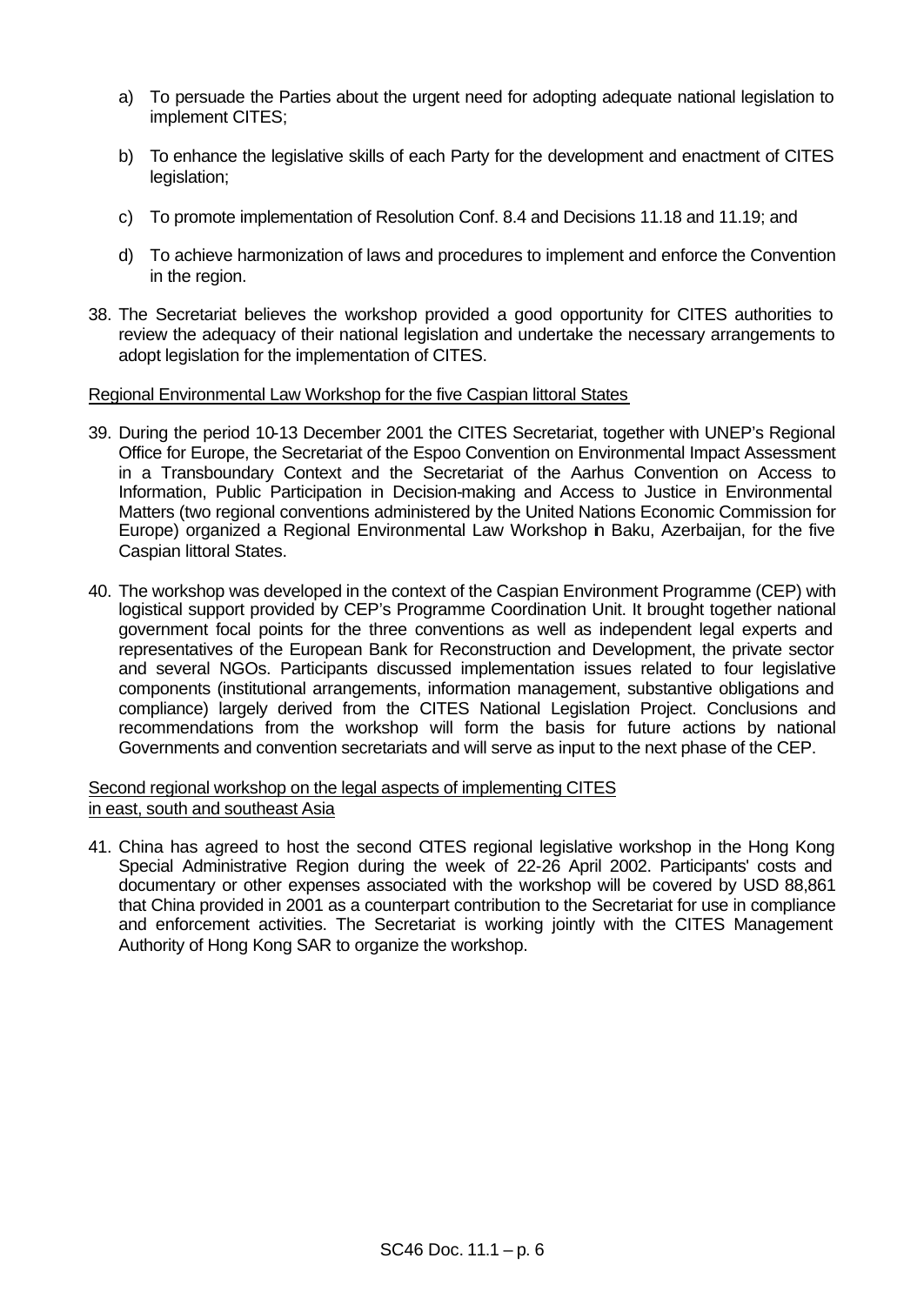a) To persuade the Parties about the urgent need for adopting adequate national legislation to implement CITES;

b) To enhance the legislative skills of each Party for the development and enactment of CITES legislation;

c) To promote implementation of Resolution Conf. 8.4 and Decisions 11.18 and 11.19; and

d) To achieve harmonization of laws and procedures to implement and enforce the Convention in the region.

38. The Secretariat believes the workshop provided a good opportunity for CITES authorities to review the adequacy of their national legislation and undertake the necessary arrangements to adopt legislation for the implementation of CITES.

Regional Environmental Law Workshop for the five Caspian littoral States

39. During the period 10-13 December 2001 the CITES Secretariat, together with UNEP's Regional Office for Europe, the Secretariat of the Espoo Convention on Environmental Impact Assessment in a Transboundary Context and the Secretariat of the Aarhus Convention on Access to Information, Public Participation in Decision-making and Access to Justice in Environmental Matters (two regional conventions administered by the United Nations Economic Commission for Europe) organized a Regional Environmental Law Workshop in Baku, Azerbaijan, for the five Caspian littoral States.

40. The workshop was developed in the context of the Caspian Environment Programme (CEP) with logistical support provided by CEP's Programme Coordination Unit. It brought together national government focal points for the three conventions as well as independent legal experts and representatives of the European Bank for Reconstruction and Development, the private sector and several NGOs. Participants discussed implementation issues related to four legislative components (institutional arrangements, information management, substantive obligations and compliance) largely derived from the CITES National Legislation Project. Conclusions and recommendations from the workshop will form the basis for future actions by national Governments and convention secretariats and will serve as input to the next phase of the CEP.

Second regional workshop on the legal aspects of implementing CITES in east, south and southeast Asia

41. China has agreed to host the second CITES regional legislative workshop in the Hong Kong Special Administrative Region during the week of 22-26 April 2002. Participants' costs and documentary or other expenses associated with the workshop will be covered by USD 88,861 that China provided in 2001 as a counterpart contribution to the Secretariat for use in compliance and enforcement activities. The Secretariat is working jointly with the CITES Management Authority of Hong Kong SAR to organize the workshop.